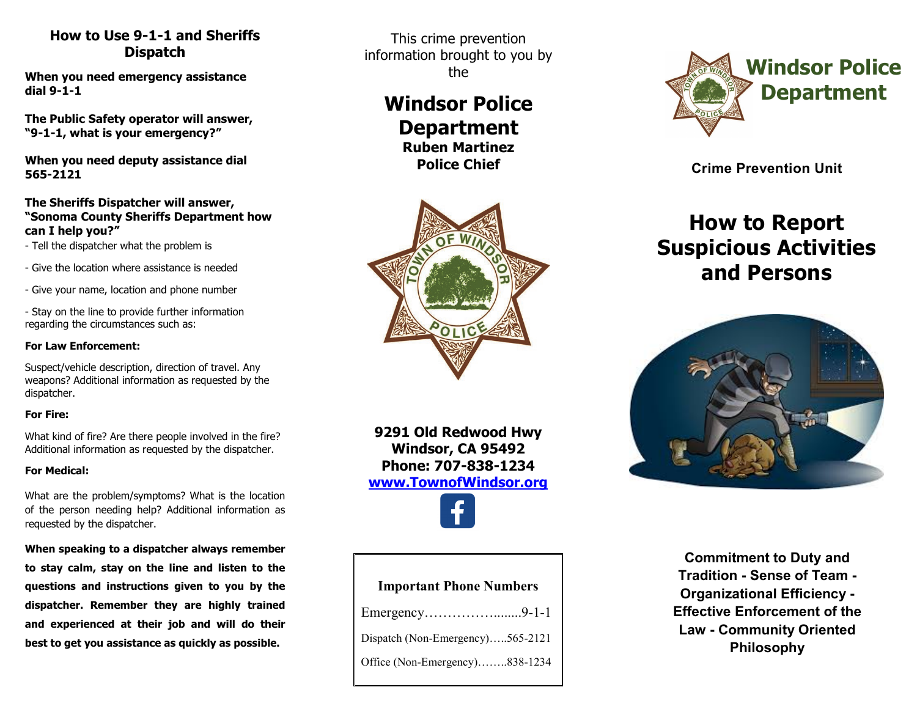## How to Use 9-1-1 and Sheriffs Dispatch

**When you need emergency assistance dial 9-1-1**

**The Public Safety operator will answer, "9-1-1, what is your emergency?"**

**When you need deputy assistance dial 565-2121**

**The Sheriffs Dispatcher will answer, "Sonoma County Sheriffs Department how can I help you?"**

- Tell the dispatcher what the problem is
- Give the location where assistance is needed
- Give your name, location and phone number
- Stay on the line to provide further information regarding the circumstances such as:

**For Law Enforcement:**

Suspect/vehicle description, direction of travel. Any weapons? Additional information as requested by the dispatcher.

**For Fire:**

What kind of fire? Are there people involved in the fire? Additional information as requested by the dispatcher.

**For Medical:**

What are the problem/symptoms? What is the location of the person needing help? Additional information as requested by the dispatcher.

**When speaking to a dispatcher always remember to stay calm, stay on the line and listen to the questions and instructions given to you by the dispatcher. Remember they are highly trained and experienced at their job and will do their best to get you assistance as quickly as possible.**

This crime prevention information brought to you by the

## Windsor Police Department

**Ruben Martinez**
**Police Chief**

**9291 Old Redwood Hwy**
**Windsor, CA 95492**
**Phone: 707-838-1234**
**www.TownofWindsor.org**

| Important Phone Numbers | |
|---|---|
| Emergency | 9-1-1 |
| Dispatch (Non-Emergency) | 565-2121 |
| Office (Non-Emergency) | 838-1234 |

# Windsor Police Department

**Crime Prevention Unit**

# How to Report Suspicious Activities and Persons

**Commitment to Duty and Tradition - Sense of Team - Organizational Efficiency - Effective Enforcement of the Law - Community Oriented Philosophy**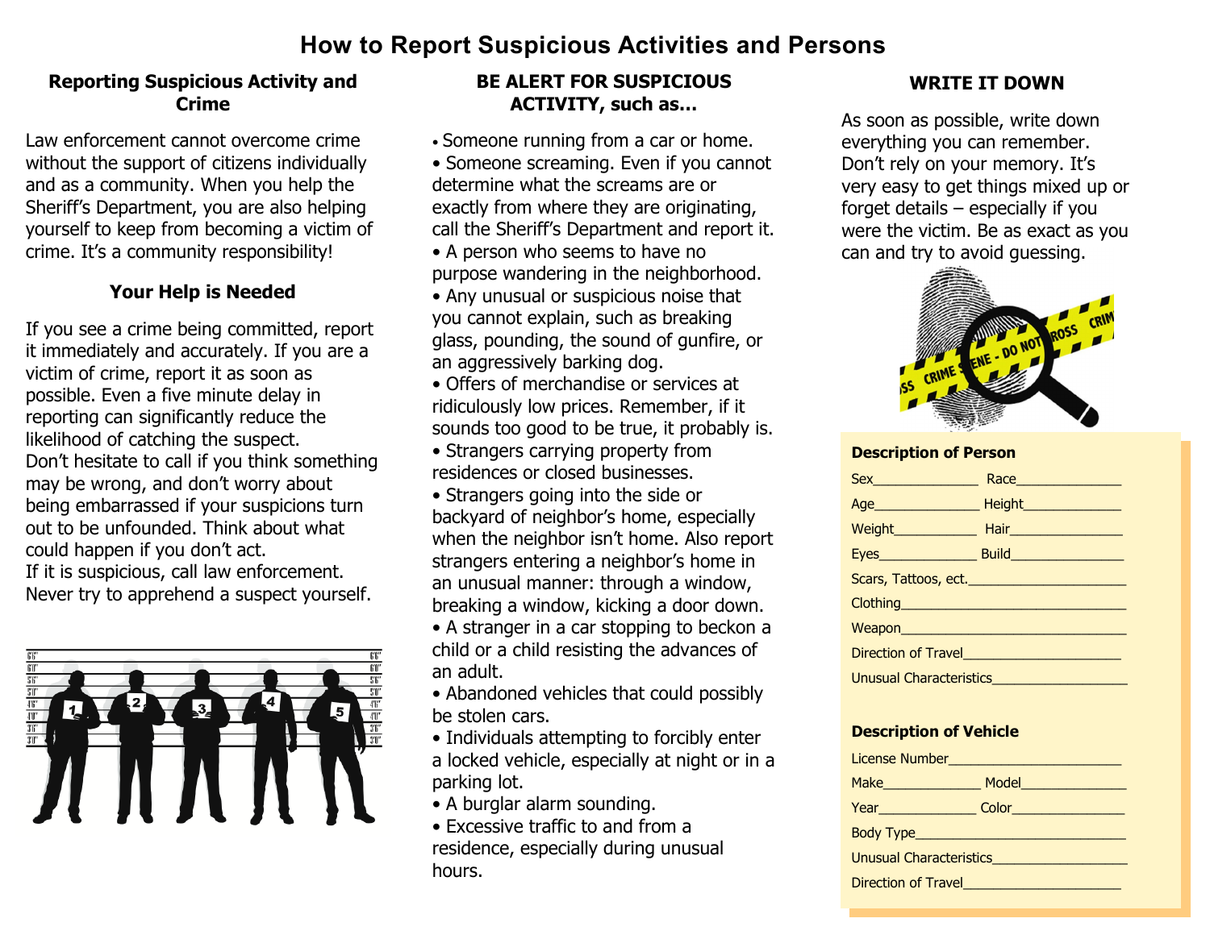# How to Report Suspicious Activities and Persons

## Reporting Suspicious Activity and Crime

Law enforcement cannot overcome crime without the support of citizens individually and as a community. When you help the Sheriff's Department, you are also helping yourself to keep from becoming a victim of crime. It's a community responsibility!

### Your Help is Needed

If you see a crime being committed, report it immediately and accurately. If you are a victim of crime, report it as soon as possible. Even a five minute delay in reporting can significantly reduce the likelihood of catching the suspect.
Don't hesitate to call if you think something may be wrong, and don't worry about being embarrassed if your suspicions turn out to be unfounded. Think about what could happen if you don't act.
If it is suspicious, call law enforcement.
Never try to apprehend a suspect yourself.

## BE ALERT FOR SUSPICIOUS ACTIVITY, such as…

- Someone running from a car or home.
- Someone screaming. Even if you cannot determine what the screams are or exactly from where they are originating, call the Sheriff's Department and report it.
- A person who seems to have no purpose wandering in the neighborhood.
- Any unusual or suspicious noise that you cannot explain, such as breaking glass, pounding, the sound of gunfire, or an aggressively barking dog.
- Offers of merchandise or services at ridiculously low prices. Remember, if it sounds too good to be true, it probably is.
- Strangers carrying property from residences or closed businesses.
- Strangers going into the side or backyard of neighbor's home, especially when the neighbor isn't home. Also report strangers entering a neighbor's home in an unusual manner: through a window, breaking a window, kicking a door down.
- A stranger in a car stopping to beckon a child or a child resisting the advances of an adult.
- Abandoned vehicles that could possibly be stolen cars.
- Individuals attempting to forcibly enter a locked vehicle, especially at night or in a parking lot.
- A burglar alarm sounding.
- Excessive traffic to and from a residence, especially during unusual hours.

## WRITE IT DOWN

As soon as possible, write down everything you can remember. Don't rely on your memory. It's very easy to get things mixed up or forget details – especially if you were the victim. Be as exact as you can and try to avoid guessing.

**Description of Person**

Sex______________ Race______________

Age______________ Height_____________

Weight___________ Hair_______________

Eyes_____________ Build______________

Scars, Tattoos, ect.____________________

Clothing_________________________________

Weapon__________________________________

Direction of Travel______________________

Unusual Characteristics__________________

**Description of Vehicle**

License Number_________________________

Make_____________ Model______________

Year_____________ Color_______________

Body Type_______________________________

Unusual Characteristics__________________

Direction of Travel______________________